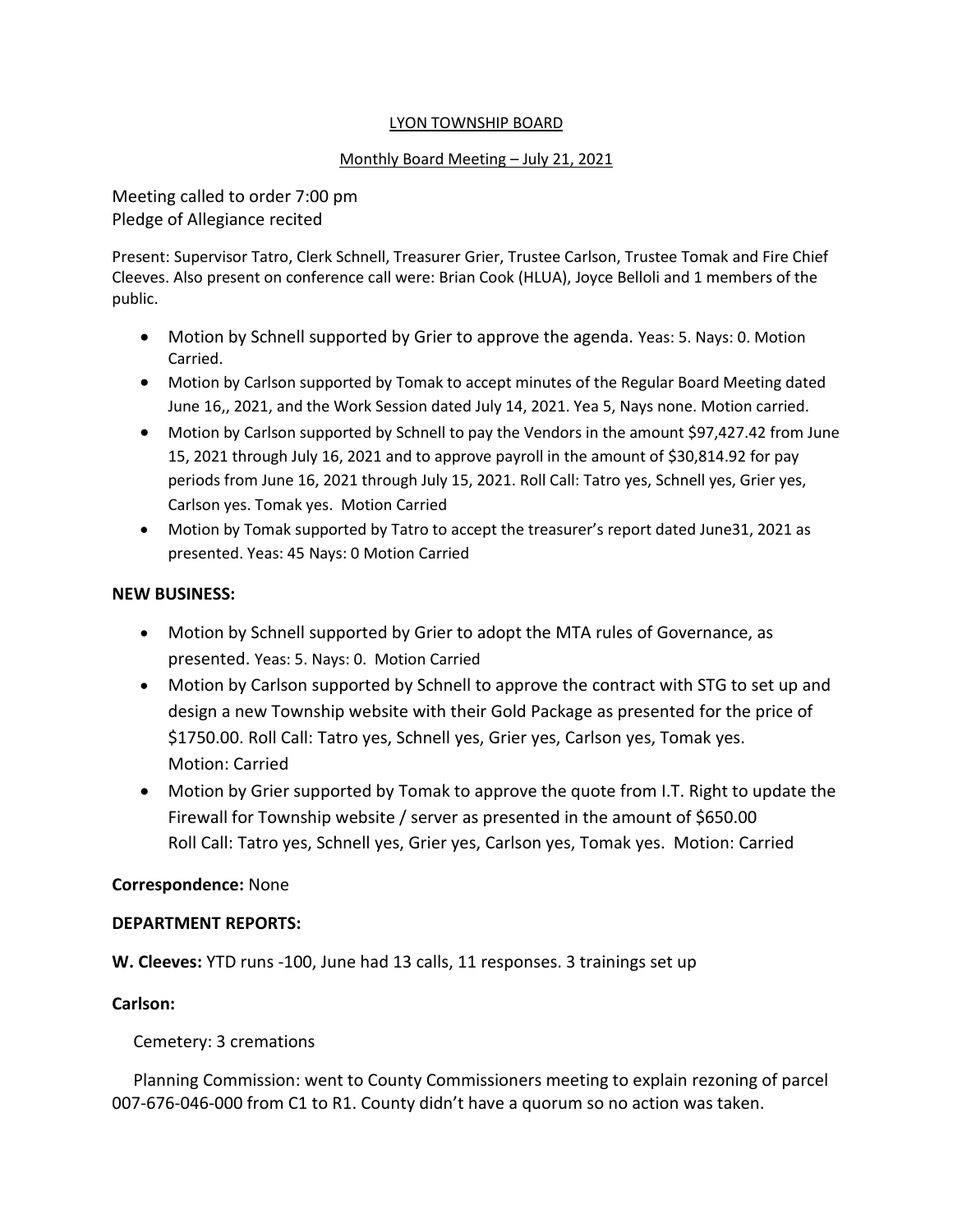LYON TOWNSHIP BOARD

Monthly Board Meeting – July 21, 2021

Meeting called to order 7:00 pm
Pledge of Allegiance recited

Present: Supervisor Tatro, Clerk Schnell, Treasurer Grier, Trustee Carlson, Trustee Tomak and Fire Chief Cleeves. Also present on conference call were: Brian Cook (HLUA), Joyce Belloli and 1 members of the public.

- Motion by Schnell supported by Grier to approve the agenda. Yeas: 5. Nays: 0. Motion Carried.
- Motion by Carlson supported by Tomak to accept minutes of the Regular Board Meeting dated June 16,, 2021, and the Work Session dated July 14, 2021. Yea 5, Nays none. Motion carried.
- Motion by Carlson supported by Schnell to pay the Vendors in the amount $97,427.42 from June 15, 2021 through July 16, 2021 and to approve payroll in the amount of $30,814.92 for pay periods from June 16, 2021 through July 15, 2021. Roll Call: Tatro yes, Schnell yes, Grier yes, Carlson yes. Tomak yes. Motion Carried
- Motion by Tomak supported by Tatro to accept the treasurer's report dated June31, 2021 as presented. Yeas: 45 Nays: 0 Motion Carried

**NEW BUSINESS:**

- Motion by Schnell supported by Grier to adopt the MTA rules of Governance, as presented. Yeas: 5. Nays: 0. Motion Carried
- Motion by Carlson supported by Schnell to approve the contract with STG to set up and design a new Township website with their Gold Package as presented for the price of $1750.00. Roll Call: Tatro yes, Schnell yes, Grier yes, Carlson yes, Tomak yes. Motion: Carried
- Motion by Grier supported by Tomak to approve the quote from I.T. Right to update the Firewall for Township website / server as presented in the amount of $650.00 Roll Call: Tatro yes, Schnell yes, Grier yes, Carlson yes, Tomak yes. Motion: Carried

**Correspondence:** None

**DEPARTMENT REPORTS:**

**W. Cleeves:** YTD runs -100, June had 13 calls, 11 responses. 3 trainings set up

**Carlson:**

Cemetery: 3 cremations

Planning Commission: went to County Commissioners meeting to explain rezoning of parcel 007-676-046-000 from C1 to R1. County didn't have a quorum so no action was taken.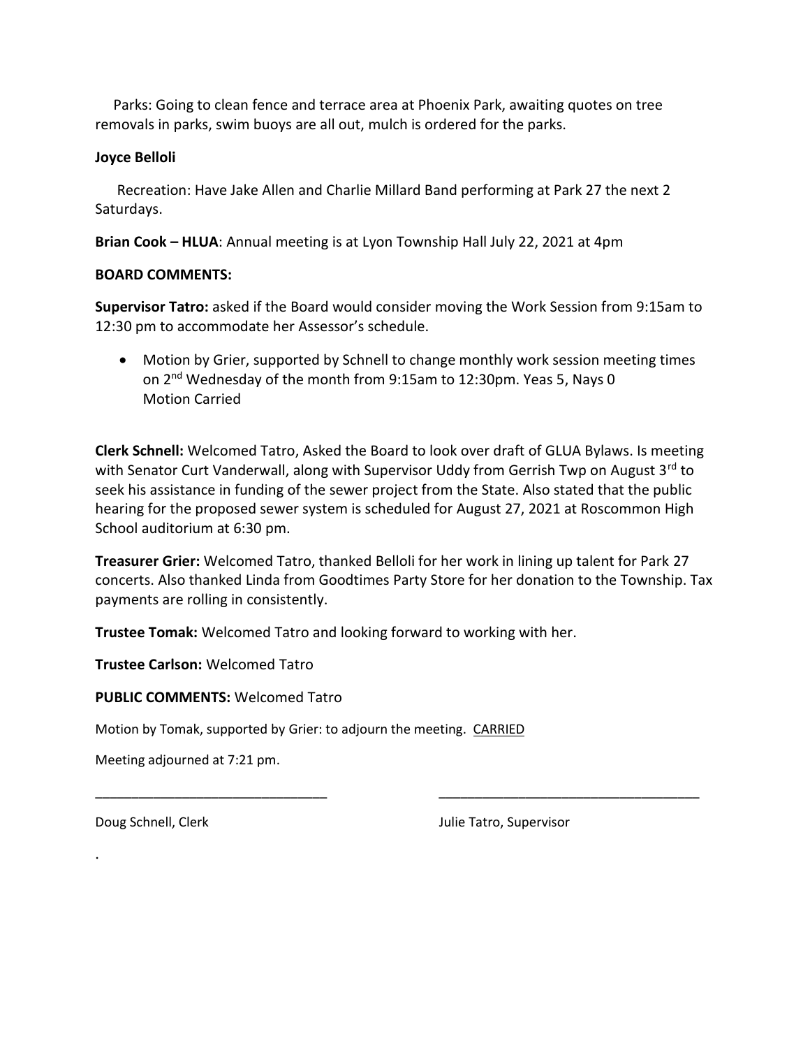Parks: Going to clean fence and terrace area at Phoenix Park, awaiting quotes on tree removals in parks, swim buoys are all out, mulch is ordered for the parks.

**Joyce Belloli**

Recreation: Have Jake Allen and Charlie Millard Band performing at Park 27 the next 2 Saturdays.

**Brian Cook – HLUA**: Annual meeting is at Lyon Township Hall July 22, 2021 at 4pm

**BOARD COMMENTS:**

**Supervisor Tatro:** asked if the Board would consider moving the Work Session from 9:15am to 12:30 pm to accommodate her Assessor's schedule.

- Motion by Grier, supported by Schnell to change monthly work session meeting times on 2nd Wednesday of the month from 9:15am to 12:30pm. Yeas 5, Nays 0
  Motion Carried

**Clerk Schnell:** Welcomed Tatro, Asked the Board to look over draft of GLUA Bylaws. Is meeting with Senator Curt Vanderwall, along with Supervisor Uddy from Gerrish Twp on August 3rd to seek his assistance in funding of the sewer project from the State. Also stated that the public hearing for the proposed sewer system is scheduled for August 27, 2021 at Roscommon High School auditorium at 6:30 pm.

**Treasurer Grier:** Welcomed Tatro, thanked Belloli for her work in lining up talent for Park 27 concerts. Also thanked Linda from Goodtimes Party Store for her donation to the Township. Tax payments are rolling in consistently.

**Trustee Tomak:** Welcomed Tatro and looking forward to working with her.

**Trustee Carlson:** Welcomed Tatro

**PUBLIC COMMENTS:** Welcomed Tatro

Motion by Tomak, supported by Grier: to adjourn the meeting. CARRIED

Meeting adjourned at 7:21 pm.

_______________________________ _______________________________

Doug Schnell, Clerk Julie Tatro, Supervisor

.